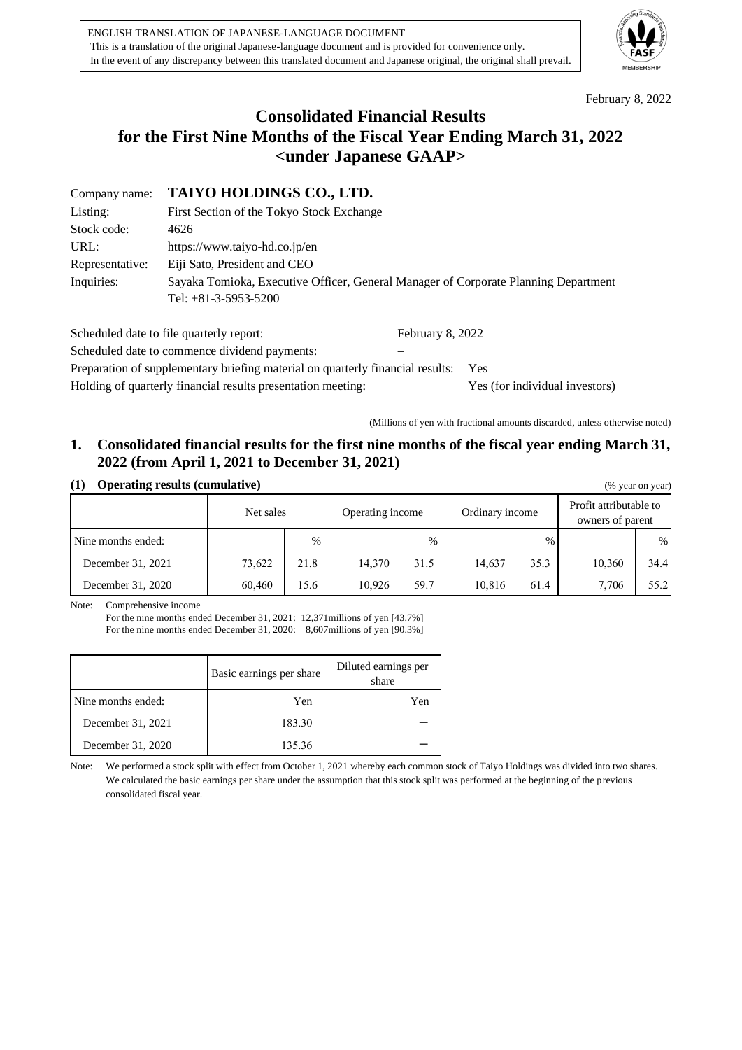ENGLISH TRANSLATION OF JAPANESE-LANGUAGE DOCUMENT
This is a translation of the original Japanese-language document and is provided for convenience only.
In the event of any discrepancy between this translated document and Japanese original, the original shall prevail.

February 8, 2022

# Consolidated Financial Results for the First Nine Months of the Fiscal Year Ending March 31, 2022 <under Japanese GAAP>

| | |
|---|---|
| Company name: | **TAIYO HOLDINGS CO., LTD.** |
| Listing: | First Section of the Tokyo Stock Exchange |
| Stock code: | 4626 |
| URL: | https://www.taiyo-hd.co.jp/en |
| Representative: | Eiji Sato, President and CEO |
| Inquiries: | Sayaka Tomioka, Executive Officer, General Manager of Corporate Planning Department<br>Tel: +81-3-5953-5200 |

| | |
|---|---|
| Scheduled date to file quarterly report: | February 8, 2022 |
| Scheduled date to commence dividend payments: | – |
| Preparation of supplementary briefing material on quarterly financial results: | Yes |
| Holding of quarterly financial results presentation meeting: | Yes (for individual investors) |

(Millions of yen with fractional amounts discarded, unless otherwise noted)

## 1. Consolidated financial results for the first nine months of the fiscal year ending March 31, 2022 (from April 1, 2021 to December 31, 2021)

### (1) Operating results (cumulative)

(% year on year)

| | Net sales | | Operating income | | Ordinary income | | Profit attributable to owners of parent | |
|---|---|---|---|---|---|---|---|---|
| Nine months ended: | | % | | % | | % | | % |
| December 31, 2021 | 73,622 | 21.8 | 14,370 | 31.5 | 14,637 | 35.3 | 10,360 | 34.4 |
| December 31, 2020 | 60,460 | 15.6 | 10,926 | 59.7 | 10,816 | 61.4 | 7,706 | 55.2 |

Note: Comprehensive income
For the nine months ended December 31, 2021: 12,371millions of yen [43.7%]
For the nine months ended December 31, 2020: 8,607millions of yen [90.3%]

| | Basic earnings per share | Diluted earnings per share |
|---|---|---|
| Nine months ended: | Yen | Yen |
| December 31, 2021 | 183.30 | − |
| December 31, 2020 | 135.36 | − |

Note: We performed a stock split with effect from October 1, 2021 whereby each common stock of Taiyo Holdings was divided into two shares. We calculated the basic earnings per share under the assumption that this stock split was performed at the beginning of the previous consolidated fiscal year.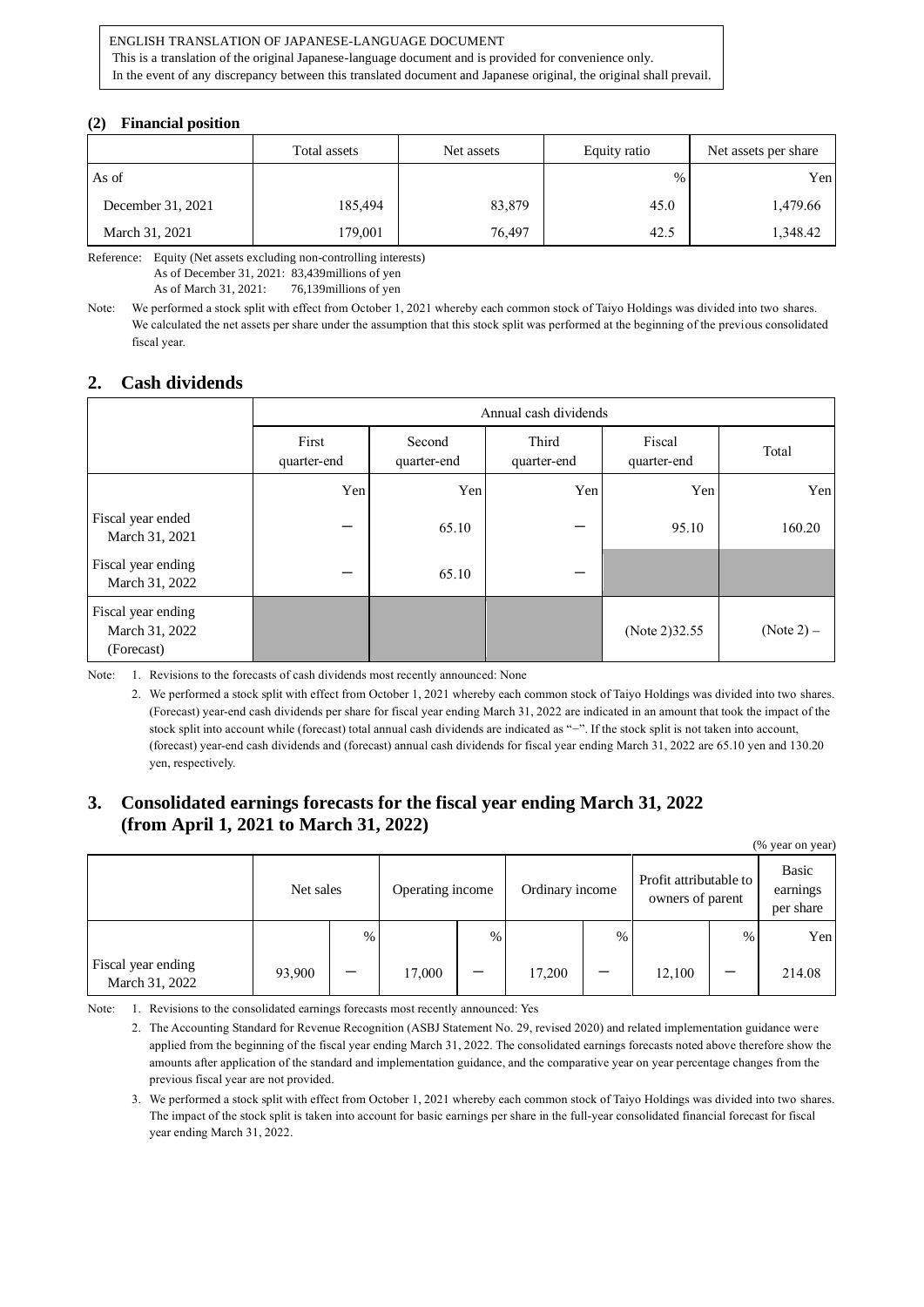ENGLISH TRANSLATION OF JAPANESE-LANGUAGE DOCUMENT
This is a translation of the original Japanese-language document and is provided for convenience only.
In the event of any discrepancy between this translated document and Japanese original, the original shall prevail.

### (2) Financial position

| | Total assets | Net assets | Equity ratio | Net assets per share |
|---|---|---|---|---|
| As of | | | % | Yen |
| December 31, 2021 | 185,494 | 83,879 | 45.0 | 1,479.66 |
| March 31, 2021 | 179,001 | 76,497 | 42.5 | 1,348.42 |

Reference: Equity (Net assets excluding non-controlling interests)
As of December 31, 2021: 83,439millions of yen
As of March 31, 2021: 76,139millions of yen

Note: We performed a stock split with effect from October 1, 2021 whereby each common stock of Taiyo Holdings was divided into two shares. We calculated the net assets per share under the assumption that this stock split was performed at the beginning of the previous consolidated fiscal year.

## 2. Cash dividends

| | Annual cash dividends | | | | |
|---|---|---|---|---|---|
| | First quarter-end | Second quarter-end | Third quarter-end | Fiscal quarter-end | Total |
| | Yen | Yen | Yen | Yen | Yen |
| Fiscal year ended March 31, 2021 | － | 65.10 | － | 95.10 | 160.20 |
| Fiscal year ending March 31, 2022 | － | 65.10 | － | | |
| Fiscal year ending March 31, 2022 (Forecast) | | | | (Note 2)32.55 | (Note 2) – |

Note: 1. Revisions to the forecasts of cash dividends most recently announced: None

2. We performed a stock split with effect from October 1, 2021 whereby each common stock of Taiyo Holdings was divided into two shares. (Forecast) year-end cash dividends per share for fiscal year ending March 31, 2022 are indicated in an amount that took the impact of the stock split into account while (forecast) total annual cash dividends are indicated as "–". If the stock split is not taken into account, (forecast) year-end cash dividends and (forecast) annual cash dividends for fiscal year ending March 31, 2022 are 65.10 yen and 130.20 yen, respectively.

## 3. Consolidated earnings forecasts for the fiscal year ending March 31, 2022 (from April 1, 2021 to March 31, 2022)

(% year on year)

| | Net sales | | Operating income | | Ordinary income | | Profit attributable to owners of parent | | Basic earnings per share |
|---|---|---|---|---|---|---|---|---|---|
| | | % | | % | | % | | % | Yen |
| Fiscal year ending March 31, 2022 | 93,900 | － | 17,000 | － | 17,200 | － | 12,100 | － | 214.08 |

Note: 1. Revisions to the consolidated earnings forecasts most recently announced: Yes

2. The Accounting Standard for Revenue Recognition (ASBJ Statement No. 29, revised 2020) and related implementation guidance were applied from the beginning of the fiscal year ending March 31, 2022. The consolidated earnings forecasts noted above therefore show the amounts after application of the standard and implementation guidance, and the comparative year on year percentage changes from the previous fiscal year are not provided.

3. We performed a stock split with effect from October 1, 2021 whereby each common stock of Taiyo Holdings was divided into two shares. The impact of the stock split is taken into account for basic earnings per share in the full-year consolidated financial forecast for fiscal year ending March 31, 2022.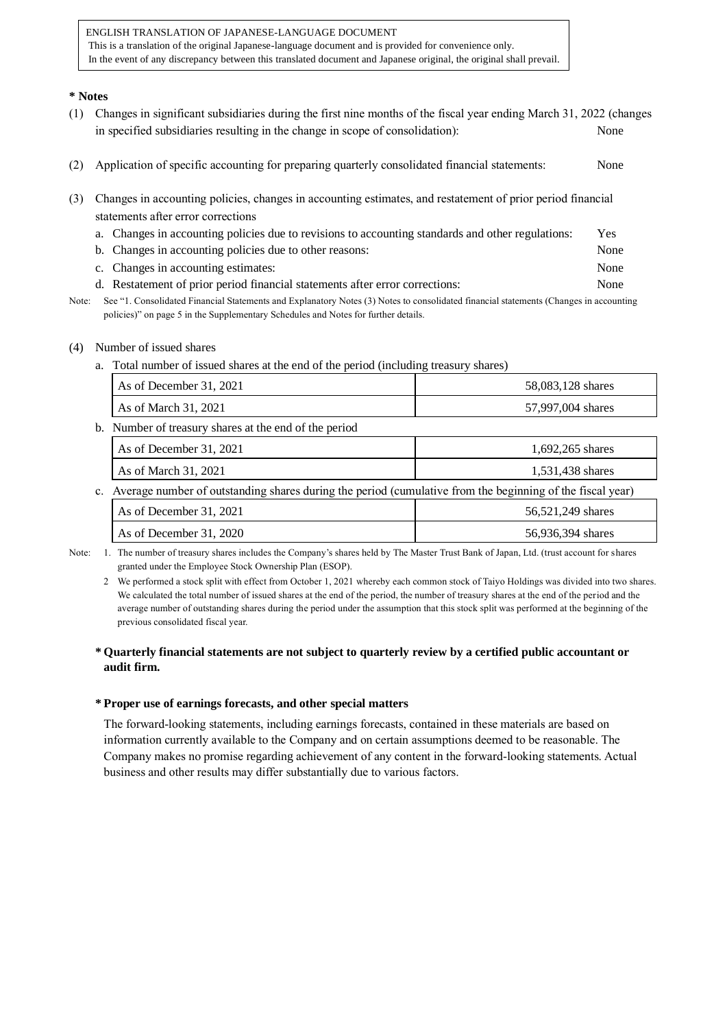ENGLISH TRANSLATION OF JAPANESE-LANGUAGE DOCUMENT
This is a translation of the original Japanese-language document and is provided for convenience only.
In the event of any discrepancy between this translated document and Japanese original, the original shall prevail.

**\* Notes**

(1) Changes in significant subsidiaries during the first nine months of the fiscal year ending March 31, 2022 (changes in specified subsidiaries resulting in the change in scope of consolidation): None

(2) Application of specific accounting for preparing quarterly consolidated financial statements: None

(3) Changes in accounting policies, changes in accounting estimates, and restatement of prior period financial statements after error corrections

a. Changes in accounting policies due to revisions to accounting standards and other regulations: Yes
b. Changes in accounting policies due to other reasons: None
c. Changes in accounting estimates: None
d. Restatement of prior period financial statements after error corrections: None

Note: See "1. Consolidated Financial Statements and Explanatory Notes (3) Notes to consolidated financial statements (Changes in accounting policies)" on page 5 in the Supplementary Schedules and Notes for further details.

(4) Number of issued shares

a. Total number of issued shares at the end of the period (including treasury shares)

| | |
|---|---|
| As of December 31, 2021 | 58,083,128 shares |
| As of March 31, 2021 | 57,997,004 shares |

b. Number of treasury shares at the end of the period

| | |
|---|---|
| As of December 31, 2021 | 1,692,265 shares |
| As of March 31, 2021 | 1,531,438 shares |

c. Average number of outstanding shares during the period (cumulative from the beginning of the fiscal year)

| | |
|---|---|
| As of December 31, 2021 | 56,521,249 shares |
| As of December 31, 2020 | 56,936,394 shares |

Note: 1. The number of treasury shares includes the Company's shares held by The Master Trust Bank of Japan, Ltd. (trust account for shares granted under the Employee Stock Ownership Plan (ESOP).

2 We performed a stock split with effect from October 1, 2021 whereby each common stock of Taiyo Holdings was divided into two shares. We calculated the total number of issued shares at the end of the period, the number of treasury shares at the end of the period and the average number of outstanding shares during the period under the assumption that this stock split was performed at the beginning of the previous consolidated fiscal year.

**\* Quarterly financial statements are not subject to quarterly review by a certified public accountant or audit firm.**

**\* Proper use of earnings forecasts, and other special matters**

The forward-looking statements, including earnings forecasts, contained in these materials are based on information currently available to the Company and on certain assumptions deemed to be reasonable. The Company makes no promise regarding achievement of any content in the forward-looking statements. Actual business and other results may differ substantially due to various factors.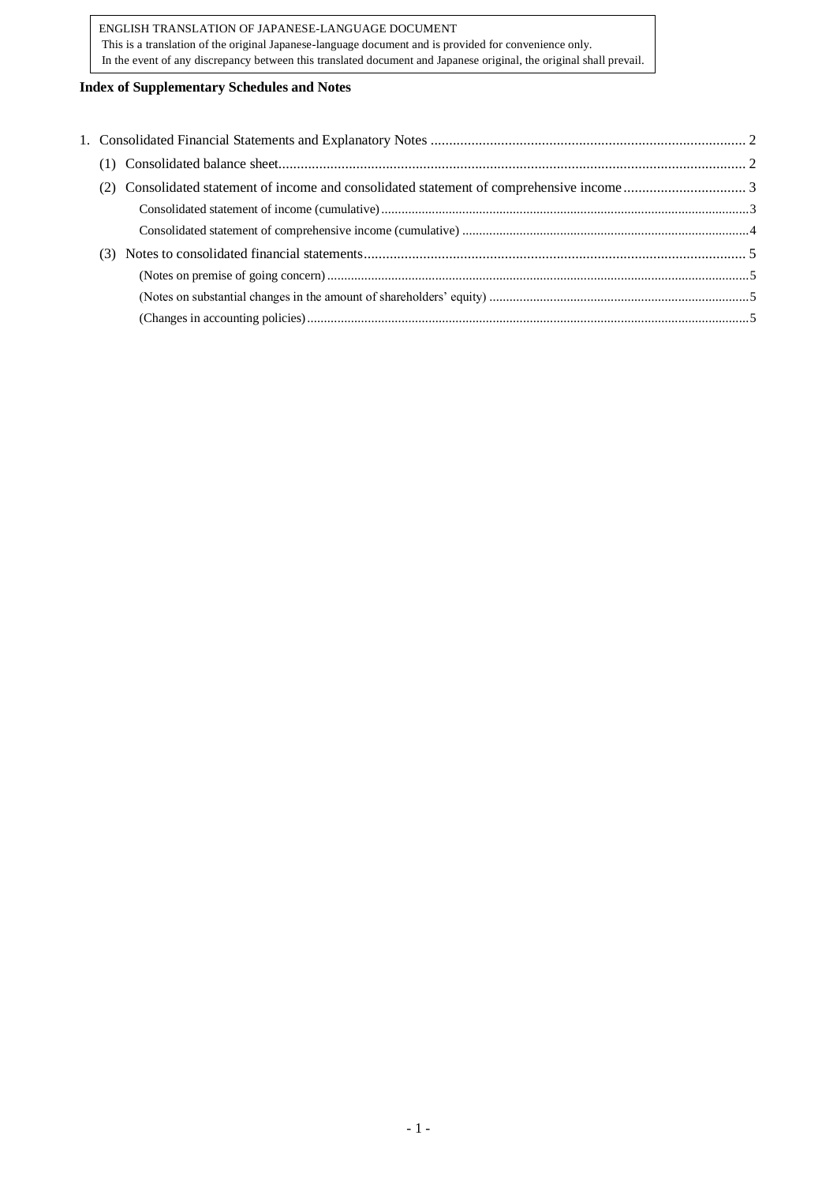ENGLISH TRANSLATION OF JAPANESE-LANGUAGE DOCUMENT
This is a translation of the original Japanese-language document and is provided for convenience only.
In the event of any discrepancy between this translated document and Japanese original, the original shall prevail.

**Index of Supplementary Schedules and Notes**

1. Consolidated Financial Statements and Explanatory Notes .................................................................................... 2
   - (1) Consolidated balance sheet............................................................................................................................. 2
   - (2) Consolidated statement of income and consolidated statement of comprehensive income ................................ 3
     - Consolidated statement of income (cumulative)............................................................................................3
     - Consolidated statement of comprehensive income (cumulative) ....................................................................4
   - (3) Notes to consolidated financial statements...................................................................................................... 5
     - (Notes on premise of going concern)............................................................................................................5
     - (Notes on substantial changes in the amount of shareholders' equity) ............................................................5
     - (Changes in accounting policies)..................................................................................................................5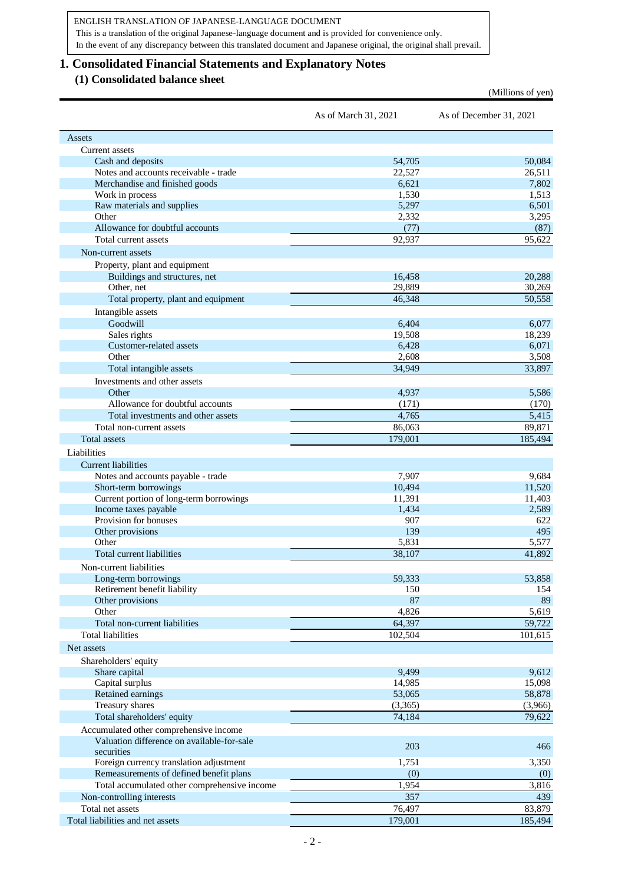ENGLISH TRANSLATION OF JAPANESE-LANGUAGE DOCUMENT
This is a translation of the original Japanese-language document and is provided for convenience only.
In the event of any discrepancy between this translated document and Japanese original, the original shall prevail.

# 1. Consolidated Financial Statements and Explanatory Notes

## (1) Consolidated balance sheet

(Millions of yen)

| | As of March 31, 2021 | As of December 31, 2021 |
|---|---|---|
| Assets | | |
| Current assets | | |
| Cash and deposits | 54,705 | 50,084 |
| Notes and accounts receivable - trade | 22,527 | 26,511 |
| Merchandise and finished goods | 6,621 | 7,802 |
| Work in process | 1,530 | 1,513 |
| Raw materials and supplies | 5,297 | 6,501 |
| Other | 2,332 | 3,295 |
| Allowance for doubtful accounts | (77) | (87) |
| Total current assets | 92,937 | 95,622 |
| Non-current assets | | |
| Property, plant and equipment | | |
| Buildings and structures, net | 16,458 | 20,288 |
| Other, net | 29,889 | 30,269 |
| Total property, plant and equipment | 46,348 | 50,558 |
| Intangible assets | | |
| Goodwill | 6,404 | 6,077 |
| Sales rights | 19,508 | 18,239 |
| Customer-related assets | 6,428 | 6,071 |
| Other | 2,608 | 3,508 |
| Total intangible assets | 34,949 | 33,897 |
| Investments and other assets | | |
| Other | 4,937 | 5,586 |
| Allowance for doubtful accounts | (171) | (170) |
| Total investments and other assets | 4,765 | 5,415 |
| Total non-current assets | 86,063 | 89,871 |
| Total assets | 179,001 | 185,494 |
| Liabilities | | |
| Current liabilities | | |
| Notes and accounts payable - trade | 7,907 | 9,684 |
| Short-term borrowings | 10,494 | 11,520 |
| Current portion of long-term borrowings | 11,391 | 11,403 |
| Income taxes payable | 1,434 | 2,589 |
| Provision for bonuses | 907 | 622 |
| Other provisions | 139 | 495 |
| Other | 5,831 | 5,577 |
| Total current liabilities | 38,107 | 41,892 |
| Non-current liabilities | | |
| Long-term borrowings | 59,333 | 53,858 |
| Retirement benefit liability | 150 | 154 |
| Other provisions | 87 | 89 |
| Other | 4,826 | 5,619 |
| Total non-current liabilities | 64,397 | 59,722 |
| Total liabilities | 102,504 | 101,615 |
| Net assets | | |
| Shareholders' equity | | |
| Share capital | 9,499 | 9,612 |
| Capital surplus | 14,985 | 15,098 |
| Retained earnings | 53,065 | 58,878 |
| Treasury shares | (3,365) | (3,966) |
| Total shareholders' equity | 74,184 | 79,622 |
| Accumulated other comprehensive income | | |
| Valuation difference on available-for-sale securities | 203 | 466 |
| Foreign currency translation adjustment | 1,751 | 3,350 |
| Remeasurements of defined benefit plans | (0) | (0) |
| Total accumulated other comprehensive income | 1,954 | 3,816 |
| Non-controlling interests | 357 | 439 |
| Total net assets | 76,497 | 83,879 |
| Total liabilities and net assets | 179,001 | 185,494 |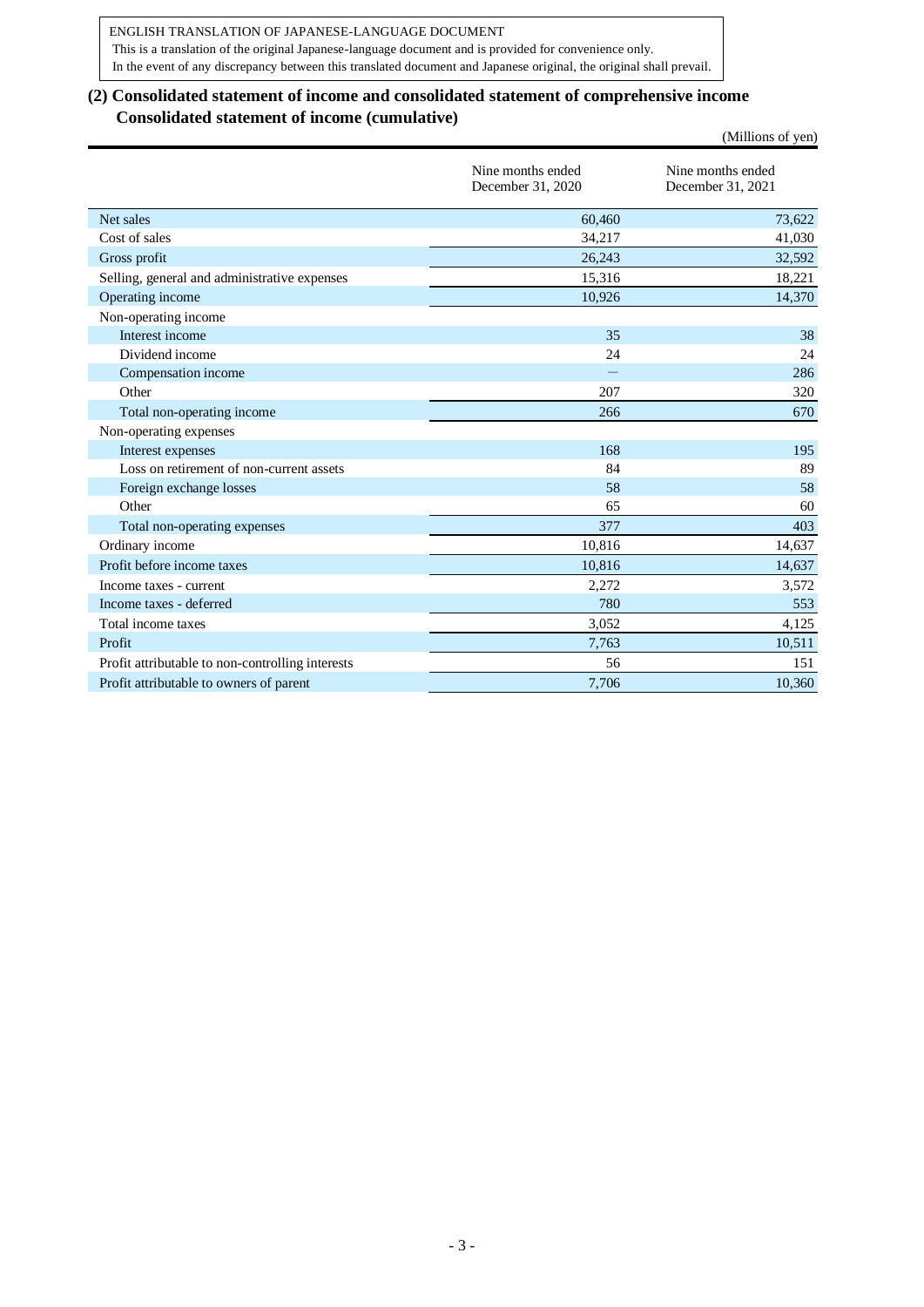ENGLISH TRANSLATION OF JAPANESE-LANGUAGE DOCUMENT
This is a translation of the original Japanese-language document and is provided for convenience only.
In the event of any discrepancy between this translated document and Japanese original, the original shall prevail.

## (2) Consolidated statement of income and consolidated statement of comprehensive income
### Consolidated statement of income (cumulative)

(Millions of yen)

| | Nine months ended December 31, 2020 | Nine months ended December 31, 2021 |
|---|---|---|
| Net sales | 60,460 | 73,622 |
| Cost of sales | 34,217 | 41,030 |
| Gross profit | 26,243 | 32,592 |
| Selling, general and administrative expenses | 15,316 | 18,221 |
| Operating income | 10,926 | 14,370 |
| Non-operating income | | |
| Interest income | 35 | 38 |
| Dividend income | 24 | 24 |
| Compensation income | ― | 286 |
| Other | 207 | 320 |
| Total non-operating income | 266 | 670 |
| Non-operating expenses | | |
| Interest expenses | 168 | 195 |
| Loss on retirement of non-current assets | 84 | 89 |
| Foreign exchange losses | 58 | 58 |
| Other | 65 | 60 |
| Total non-operating expenses | 377 | 403 |
| Ordinary income | 10,816 | 14,637 |
| Profit before income taxes | 10,816 | 14,637 |
| Income taxes - current | 2,272 | 3,572 |
| Income taxes - deferred | 780 | 553 |
| Total income taxes | 3,052 | 4,125 |
| Profit | 7,763 | 10,511 |
| Profit attributable to non-controlling interests | 56 | 151 |
| Profit attributable to owners of parent | 7,706 | 10,360 |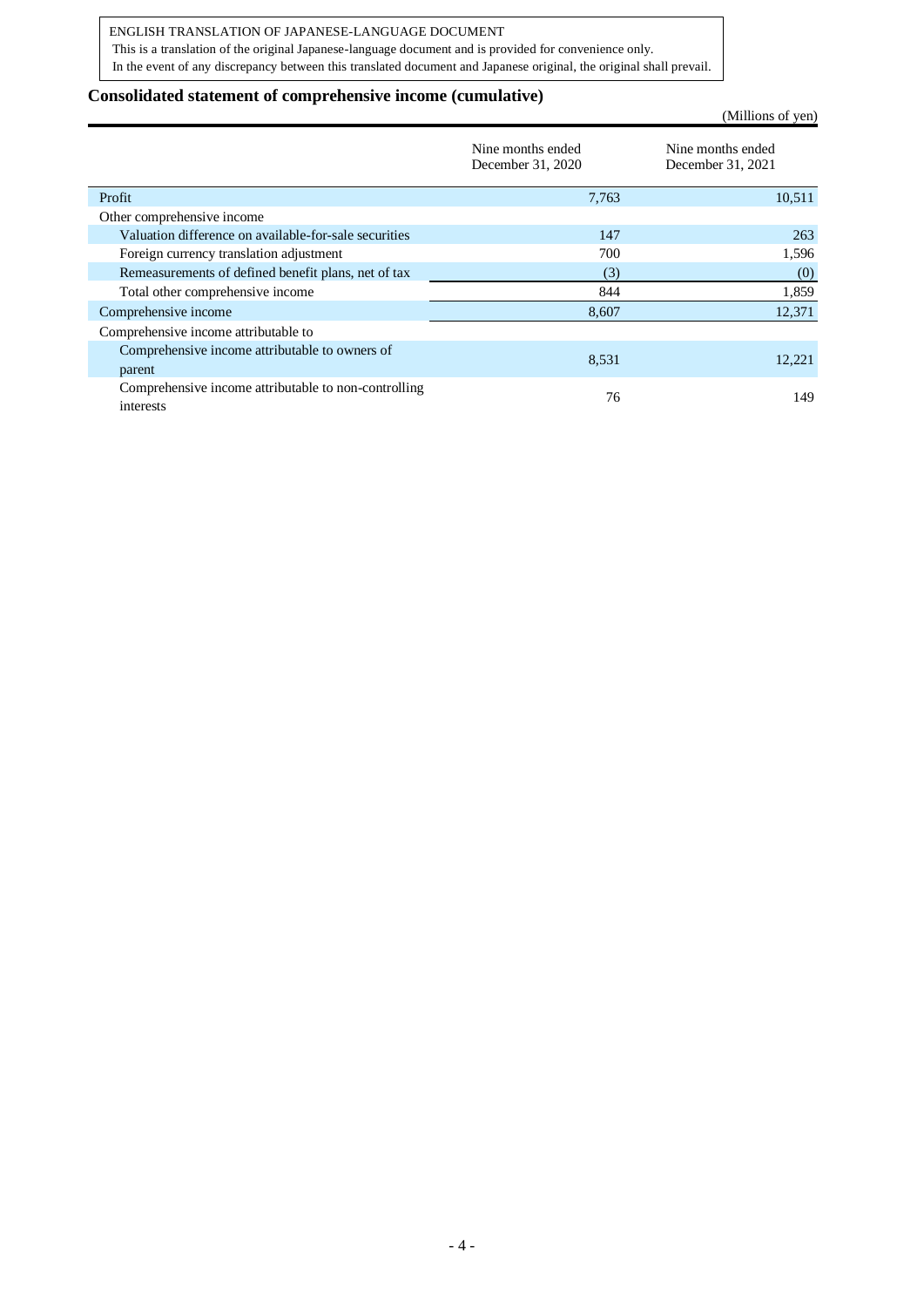ENGLISH TRANSLATION OF JAPANESE-LANGUAGE DOCUMENT
This is a translation of the original Japanese-language document and is provided for convenience only.
In the event of any discrepancy between this translated document and Japanese original, the original shall prevail.

## Consolidated statement of comprehensive income (cumulative)

(Millions of yen)

| | Nine months ended December 31, 2020 | Nine months ended December 31, 2021 |
|---|---|---|
| Profit | 7,763 | 10,511 |
| Other comprehensive income | | |
| Valuation difference on available-for-sale securities | 147 | 263 |
| Foreign currency translation adjustment | 700 | 1,596 |
| Remeasurements of defined benefit plans, net of tax | (3) | (0) |
| Total other comprehensive income | 844 | 1,859 |
| Comprehensive income | 8,607 | 12,371 |
| Comprehensive income attributable to | | |
| Comprehensive income attributable to owners of parent | 8,531 | 12,221 |
| Comprehensive income attributable to non-controlling interests | 76 | 149 |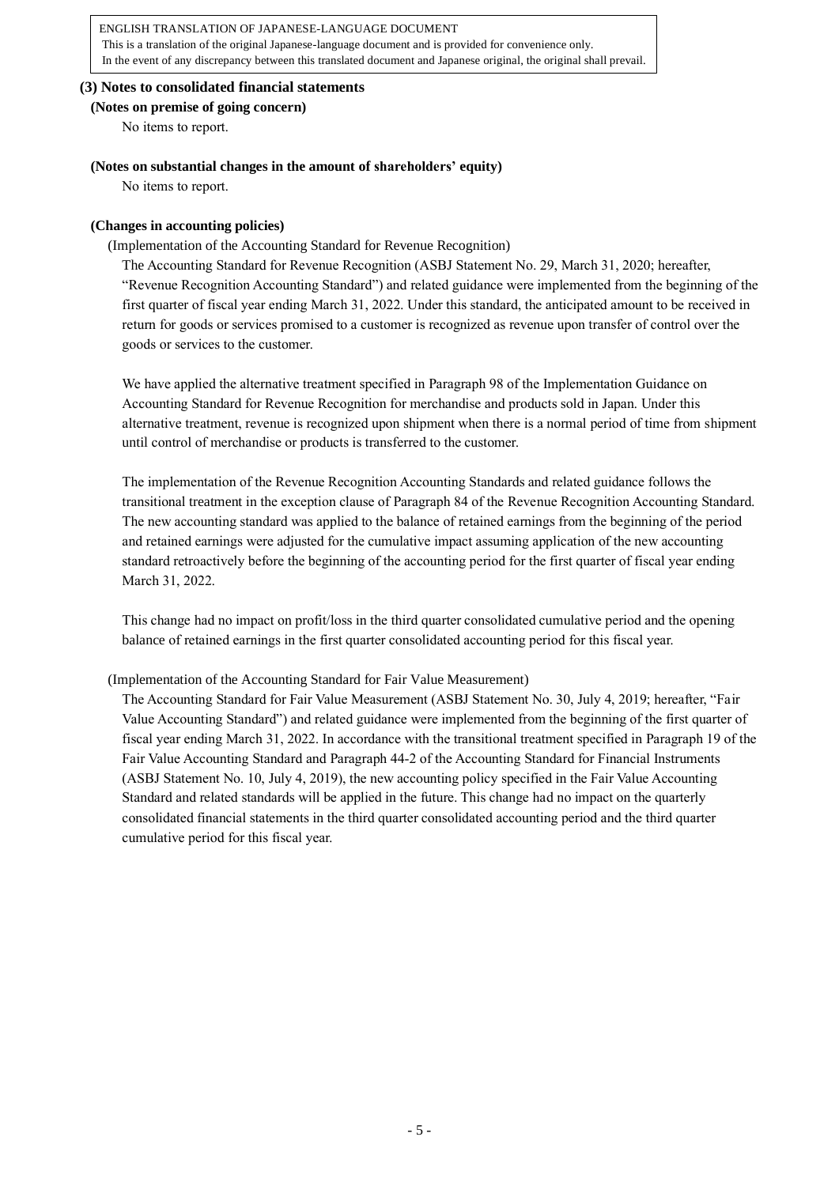ENGLISH TRANSLATION OF JAPANESE-LANGUAGE DOCUMENT
This is a translation of the original Japanese-language document and is provided for convenience only.
In the event of any discrepancy between this translated document and Japanese original, the original shall prevail.

### (3) Notes to consolidated financial statements

**(Notes on premise of going concern)**

No items to report.

**(Notes on substantial changes in the amount of shareholders' equity)**

No items to report.

**(Changes in accounting policies)**

(Implementation of the Accounting Standard for Revenue Recognition)

The Accounting Standard for Revenue Recognition (ASBJ Statement No. 29, March 31, 2020; hereafter, "Revenue Recognition Accounting Standard") and related guidance were implemented from the beginning of the first quarter of fiscal year ending March 31, 2022. Under this standard, the anticipated amount to be received in return for goods or services promised to a customer is recognized as revenue upon transfer of control over the goods or services to the customer.

We have applied the alternative treatment specified in Paragraph 98 of the Implementation Guidance on Accounting Standard for Revenue Recognition for merchandise and products sold in Japan. Under this alternative treatment, revenue is recognized upon shipment when there is a normal period of time from shipment until control of merchandise or products is transferred to the customer.

The implementation of the Revenue Recognition Accounting Standards and related guidance follows the transitional treatment in the exception clause of Paragraph 84 of the Revenue Recognition Accounting Standard. The new accounting standard was applied to the balance of retained earnings from the beginning of the period and retained earnings were adjusted for the cumulative impact assuming application of the new accounting standard retroactively before the beginning of the accounting period for the first quarter of fiscal year ending March 31, 2022.

This change had no impact on profit/loss in the third quarter consolidated cumulative period and the opening balance of retained earnings in the first quarter consolidated accounting period for this fiscal year.

(Implementation of the Accounting Standard for Fair Value Measurement)

The Accounting Standard for Fair Value Measurement (ASBJ Statement No. 30, July 4, 2019; hereafter, "Fair Value Accounting Standard") and related guidance were implemented from the beginning of the first quarter of fiscal year ending March 31, 2022. In accordance with the transitional treatment specified in Paragraph 19 of the Fair Value Accounting Standard and Paragraph 44-2 of the Accounting Standard for Financial Instruments (ASBJ Statement No. 10, July 4, 2019), the new accounting policy specified in the Fair Value Accounting Standard and related standards will be applied in the future. This change had no impact on the quarterly consolidated financial statements in the third quarter consolidated accounting period and the third quarter cumulative period for this fiscal year.